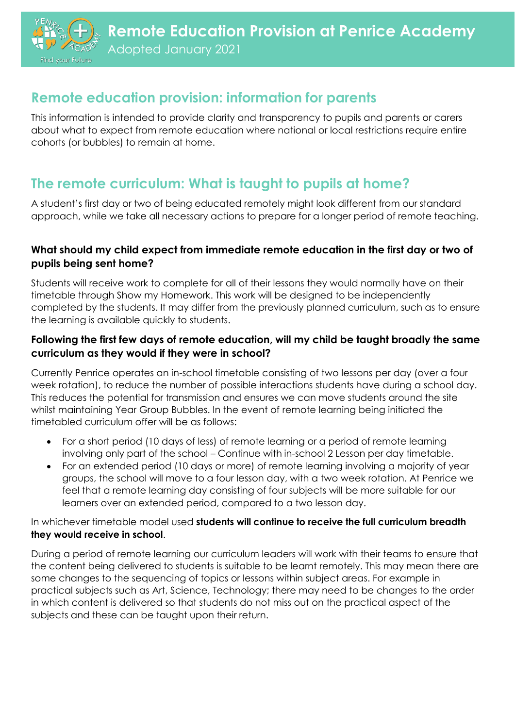# Remote Education Provision at Penrice Academy

Adopted January 2021

## Remote education provision: information for parents

This information is intended to provide clarity and transparency to pupils and parents or carers about what to expect from remote education where national or local restrictions require entire cohorts (or bubbles) to remain at home.

## The remote curriculum: What is taught to pupils at home?

A student's first day or two of being educated remotely might look different from our standard approach, while we take all necessary actions to prepare for a longer period of remote teaching.

### What should my child expect from immediate remote education in the first day or two of pupils being sent home?

Students will receive work to complete for all of their lessons they would normally have on their timetable through Show my Homework. This work will be designed to be independently completed by the students. It may differ from the previously planned curriculum, such as to ensure the learning is available quickly to students.

### Following the first few days of remote education, will my child be taught broadly the same curriculum as they would if they were in school?

Currently Penrice operates an in-school timetable consisting of two lessons per day (over a four week rotation), to reduce the number of possible interactions students have during a school day. This reduces the potential for transmission and ensures we can move students around the site whilst maintaining Year Group Bubbles. In the event of remote learning being initiated the timetabled curriculum offer will be as follows:

- For a short period (10 days of less) of remote learning or a period of remote learning involving only part of the school – Continue with in-school 2 Lesson per day timetable.
- For an extended period (10 days or more) of remote learning involving a majority of year groups, the school will move to a four lesson day, with a two week rotation. At Penrice we feel that a remote learning day consisting of four subjects will be more suitable for our learners over an extended period, compared to a two lesson day.

In whichever timetable model used **students will continue to receive the full curriculum breadth they would receive in school**.

During a period of remote learning our curriculum leaders will work with their teams to ensure that the content being delivered to students is suitable to be learnt remotely. This may mean there are some changes to the sequencing of topics or lessons within subject areas. For example in practical subjects such as Art, Science, Technology; there may need to be changes to the order in which content is delivered so that students do not miss out on the practical aspect of the subjects and these can be taught upon their return.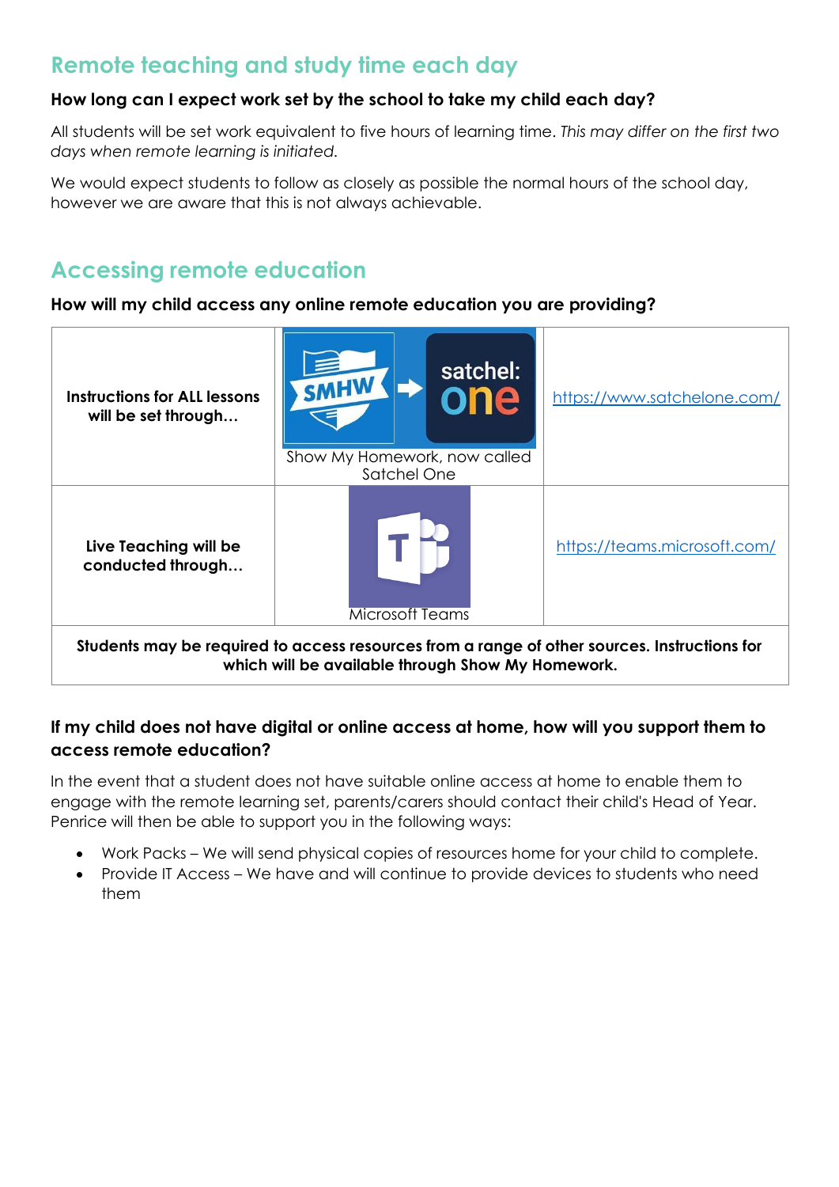## Remote teaching and study time each day

### How long can I expect work set by the school to take my child each day?

All students will be set work equivalent to five hours of learning time. *This may differ on the first two days when remote learning is initiated.*

We would expect students to follow as closely as possible the normal hours of the school day, however we are aware that this is not always achievable.

## Accessing remote education

### How will my child access any online remote education you are providing?

| | | |
|---|---|---|
| **Instructions for ALL lessons will be set through…** | SMHW → satchel: one<br>Show My Homework, now called Satchel One | https://www.satchelone.com/ |
| **Live Teaching will be conducted through…** | Microsoft Teams | https://teams.microsoft.com/ |
| **Students may be required to access resources from a range of other sources. Instructions for which will be available through Show My Homework.** | | |

### If my child does not have digital or online access at home, how will you support them to access remote education?

In the event that a student does not have suitable online access at home to enable them to engage with the remote learning set, parents/carers should contact their child's Head of Year. Penrice will then be able to support you in the following ways:

- Work Packs – We will send physical copies of resources home for your child to complete.
- Provide IT Access – We have and will continue to provide devices to students who need them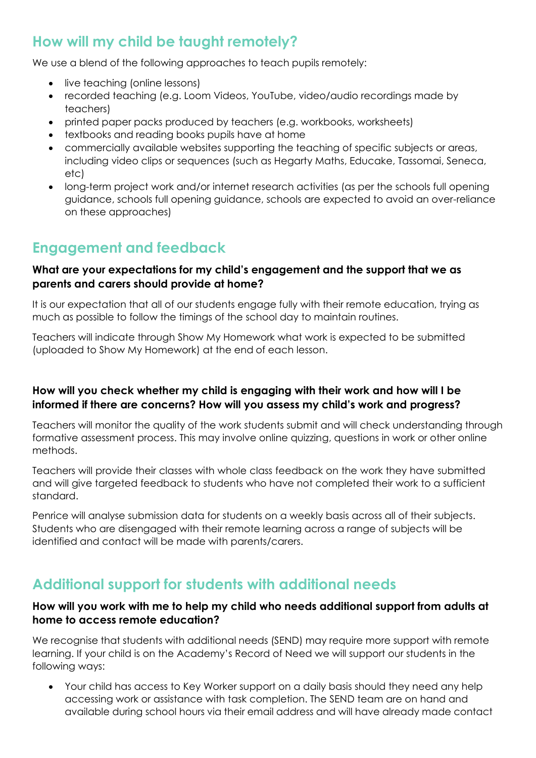## How will my child be taught remotely?

We use a blend of the following approaches to teach pupils remotely:

- live teaching (online lessons)
- recorded teaching (e.g. Loom Videos, YouTube, video/audio recordings made by teachers)
- printed paper packs produced by teachers (e.g. workbooks, worksheets)
- textbooks and reading books pupils have at home
- commercially available websites supporting the teaching of specific subjects or areas, including video clips or sequences (such as Hegarty Maths, Educake, Tassomai, Seneca, etc)
- long-term project work and/or internet research activities (as per the schools full opening guidance, schools full opening guidance, schools are expected to avoid an over-reliance on these approaches)

## Engagement and feedback

**What are your expectations for my child's engagement and the support that we as parents and carers should provide at home?**

It is our expectation that all of our students engage fully with their remote education, trying as much as possible to follow the timings of the school day to maintain routines.

Teachers will indicate through Show My Homework what work is expected to be submitted (uploaded to Show My Homework) at the end of each lesson.

**How will you check whether my child is engaging with their work and how will I be informed if there are concerns? How will you assess my child's work and progress?**

Teachers will monitor the quality of the work students submit and will check understanding through formative assessment process. This may involve online quizzing, questions in work or other online methods.

Teachers will provide their classes with whole class feedback on the work they have submitted and will give targeted feedback to students who have not completed their work to a sufficient standard.

Penrice will analyse submission data for students on a weekly basis across all of their subjects. Students who are disengaged with their remote learning across a range of subjects will be identified and contact will be made with parents/carers.

## Additional support for students with additional needs

**How will you work with me to help my child who needs additional support from adults at home to access remote education?**

We recognise that students with additional needs (SEND) may require more support with remote learning. If your child is on the Academy's Record of Need we will support our students in the following ways:

- Your child has access to Key Worker support on a daily basis should they need any help accessing work or assistance with task completion. The SEND team are on hand and available during school hours via their email address and will have already made contact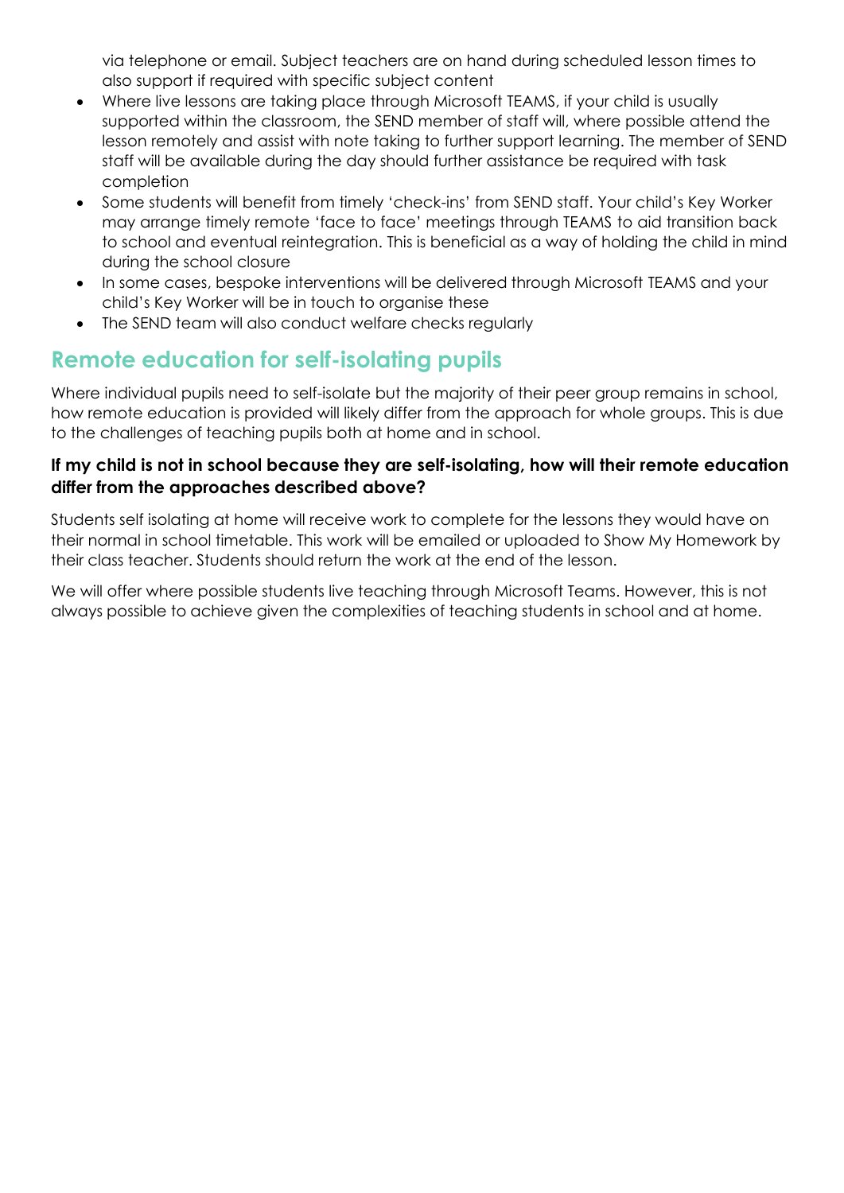via telephone or email. Subject teachers are on hand during scheduled lesson times to also support if required with specific subject content

- Where live lessons are taking place through Microsoft TEAMS, if your child is usually supported within the classroom, the SEND member of staff will, where possible attend the lesson remotely and assist with note taking to further support learning. The member of SEND staff will be available during the day should further assistance be required with task completion
- Some students will benefit from timely 'check-ins' from SEND staff. Your child's Key Worker may arrange timely remote 'face to face' meetings through TEAMS to aid transition back to school and eventual reintegration. This is beneficial as a way of holding the child in mind during the school closure
- In some cases, bespoke interventions will be delivered through Microsoft TEAMS and your child's Key Worker will be in touch to organise these
- The SEND team will also conduct welfare checks regularly

## Remote education for self-isolating pupils

Where individual pupils need to self-isolate but the majority of their peer group remains in school, how remote education is provided will likely differ from the approach for whole groups. This is due to the challenges of teaching pupils both at home and in school.

### If my child is not in school because they are self-isolating, how will their remote education differ from the approaches described above?

Students self isolating at home will receive work to complete for the lessons they would have on their normal in school timetable. This work will be emailed or uploaded to Show My Homework by their class teacher. Students should return the work at the end of the lesson.

We will offer where possible students live teaching through Microsoft Teams. However, this is not always possible to achieve given the complexities of teaching students in school and at home.